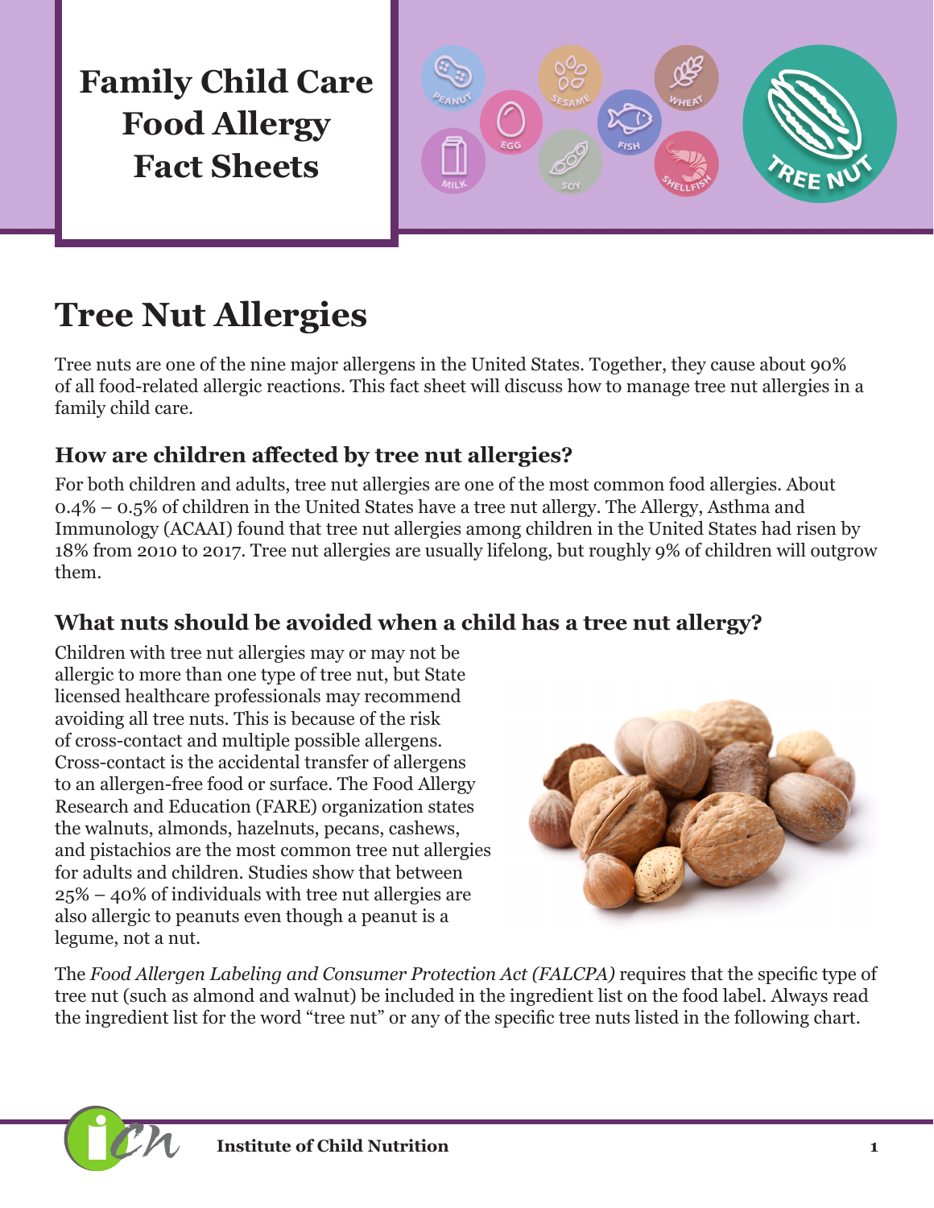# Family Child Care Food Allergy Fact Sheets

## Tree Nut Allergies

Tree nuts are one of the nine major allergens in the United States. Together, they cause about 90% of all food-related allergic reactions. This fact sheet will discuss how to manage tree nut allergies in a family child care.

### How are children affected by tree nut allergies?

For both children and adults, tree nut allergies are one of the most common food allergies. About 0.4% – 0.5% of children in the United States have a tree nut allergy. The Allergy, Asthma and Immunology (ACAAI) found that tree nut allergies among children in the United States had risen by 18% from 2010 to 2017. Tree nut allergies are usually lifelong, but roughly 9% of children will outgrow them.

### What nuts should be avoided when a child has a tree nut allergy?

Children with tree nut allergies may or may not be allergic to more than one type of tree nut, but State licensed healthcare professionals may recommend avoiding all tree nuts. This is because of the risk of cross-contact and multiple possible allergens. Cross-contact is the accidental transfer of allergens to an allergen-free food or surface. The Food Allergy Research and Education (FARE) organization states the walnuts, almonds, hazelnuts, pecans, cashews, and pistachios are the most common tree nut allergies for adults and children. Studies show that between 25% – 40% of individuals with tree nut allergies are also allergic to peanuts even though a peanut is a legume, not a nut.

The *Food Allergen Labeling and Consumer Protection Act (FALCPA)* requires that the specific type of tree nut (such as almond and walnut) be included in the ingredient list on the food label. Always read the ingredient list for the word "tree nut" or any of the specific tree nuts listed in the following chart.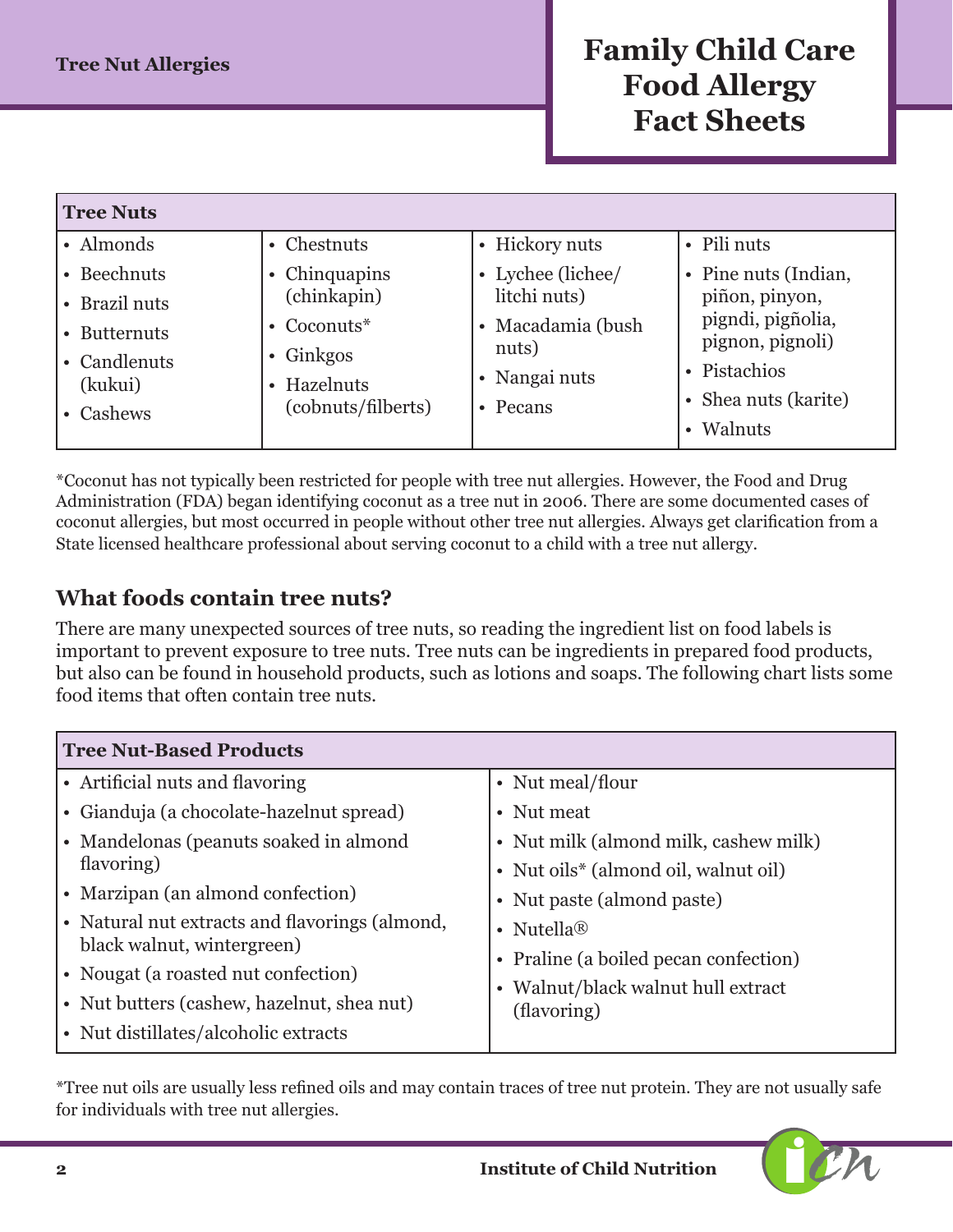| Tree Nuts | | | |
| --- | --- | --- | --- |
| • Almonds<br>• Beechnuts<br>• Brazil nuts<br>• Butternuts<br>• Candlenuts (kukui)<br>• Cashews | • Chestnuts<br>• Chinquapins (chinkapin)<br>• Coconuts*<br>• Ginkgos<br>• Hazelnuts (cobnuts/filberts) | • Hickory nuts<br>• Lychee (lichee/ litchi nuts)<br>• Macadamia (bush nuts)<br>• Nangai nuts<br>• Pecans | • Pili nuts<br>• Pine nuts (Indian, piñon, pinyon, pigndi, pigñolia, pignon, pignoli)<br>• Pistachios<br>• Shea nuts (karite)<br>• Walnuts |

*Coconut has not typically been restricted for people with tree nut allergies. However, the Food and Drug Administration (FDA) began identifying coconut as a tree nut in 2006. There are some documented cases of coconut allergies, but most occurred in people without other tree nut allergies. Always get clarification from a State licensed healthcare professional about serving coconut to a child with a tree nut allergy.

## What foods contain tree nuts?

There are many unexpected sources of tree nuts, so reading the ingredient list on food labels is important to prevent exposure to tree nuts. Tree nuts can be ingredients in prepared food products, but also can be found in household products, such as lotions and soaps. The following chart lists some food items that often contain tree nuts.

| Tree Nut-Based Products | |
| --- | --- |
| • Artificial nuts and flavoring<br>• Gianduja (a chocolate-hazelnut spread)<br>• Mandelonas (peanuts soaked in almond flavoring)<br>• Marzipan (an almond confection)<br>• Natural nut extracts and flavorings (almond, black walnut, wintergreen)<br>• Nougat (a roasted nut confection)<br>• Nut butters (cashew, hazelnut, shea nut)<br>• Nut distillates/alcoholic extracts | • Nut meal/flour<br>• Nut meat<br>• Nut milk (almond milk, cashew milk)<br>• Nut oils* (almond oil, walnut oil)<br>• Nut paste (almond paste)<br>• Nutella®<br>• Praline (a boiled pecan confection)<br>• Walnut/black walnut hull extract (flavoring) |

*Tree nut oils are usually less refined oils and may contain traces of tree nut protein. They are not usually safe for individuals with tree nut allergies.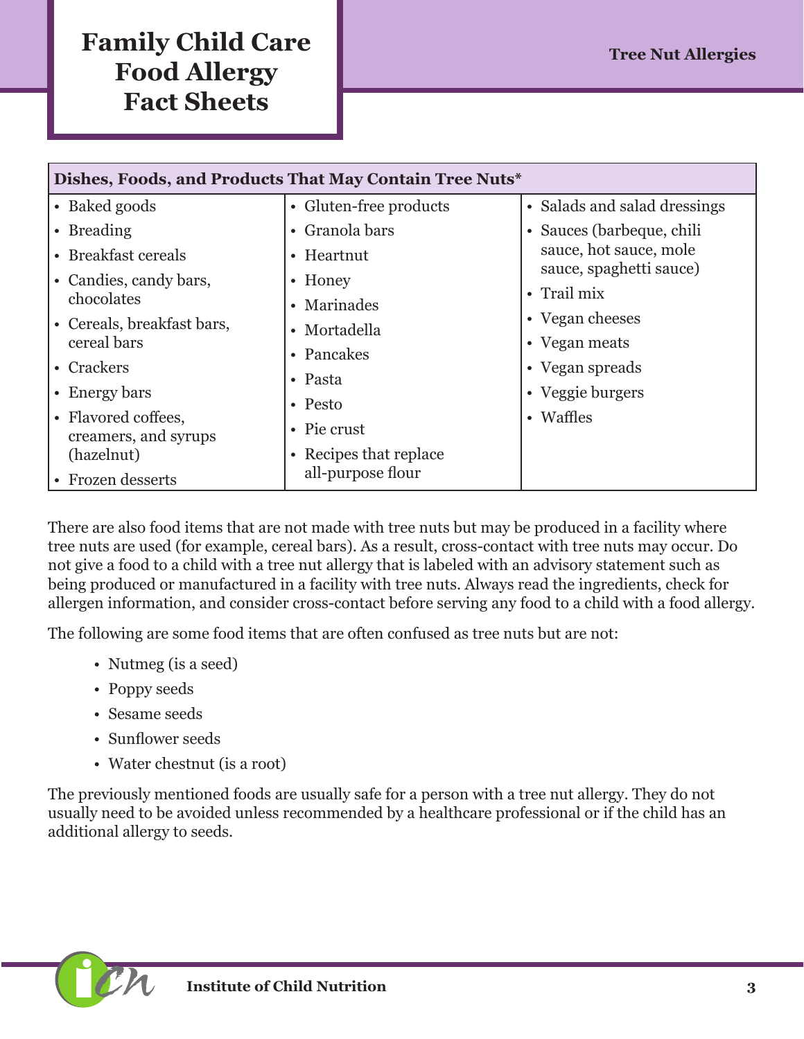| Dishes, Foods, and Products That May Contain Tree Nuts* | | |
|---|---|---|
| • Baked goods<br>• Breading<br>• Breakfast cereals<br>• Candies, candy bars, chocolates<br>• Cereals, breakfast bars, cereal bars<br>• Crackers<br>• Energy bars<br>• Flavored coffees, creamers, and syrups (hazelnut)<br>• Frozen desserts | • Gluten-free products<br>• Granola bars<br>• Heartnut<br>• Honey<br>• Marinades<br>• Mortadella<br>• Pancakes<br>• Pasta<br>• Pesto<br>• Pie crust<br>• Recipes that replace all-purpose flour | • Salads and salad dressings<br>• Sauces (barbeque, chili sauce, hot sauce, mole sauce, spaghetti sauce)<br>• Trail mix<br>• Vegan cheeses<br>• Vegan meats<br>• Vegan spreads<br>• Veggie burgers<br>• Waffles |

There are also food items that are not made with tree nuts but may be produced in a facility where tree nuts are used (for example, cereal bars). As a result, cross-contact with tree nuts may occur. Do not give a food to a child with a tree nut allergy that is labeled with an advisory statement such as being produced or manufactured in a facility with tree nuts. Always read the ingredients, check for allergen information, and consider cross-contact before serving any food to a child with a food allergy.

The following are some food items that are often confused as tree nuts but are not:

- Nutmeg (is a seed)
- Poppy seeds
- Sesame seeds
- Sunflower seeds
- Water chestnut (is a root)

The previously mentioned foods are usually safe for a person with a tree nut allergy. They do not usually need to be avoided unless recommended by a healthcare professional or if the child has an additional allergy to seeds.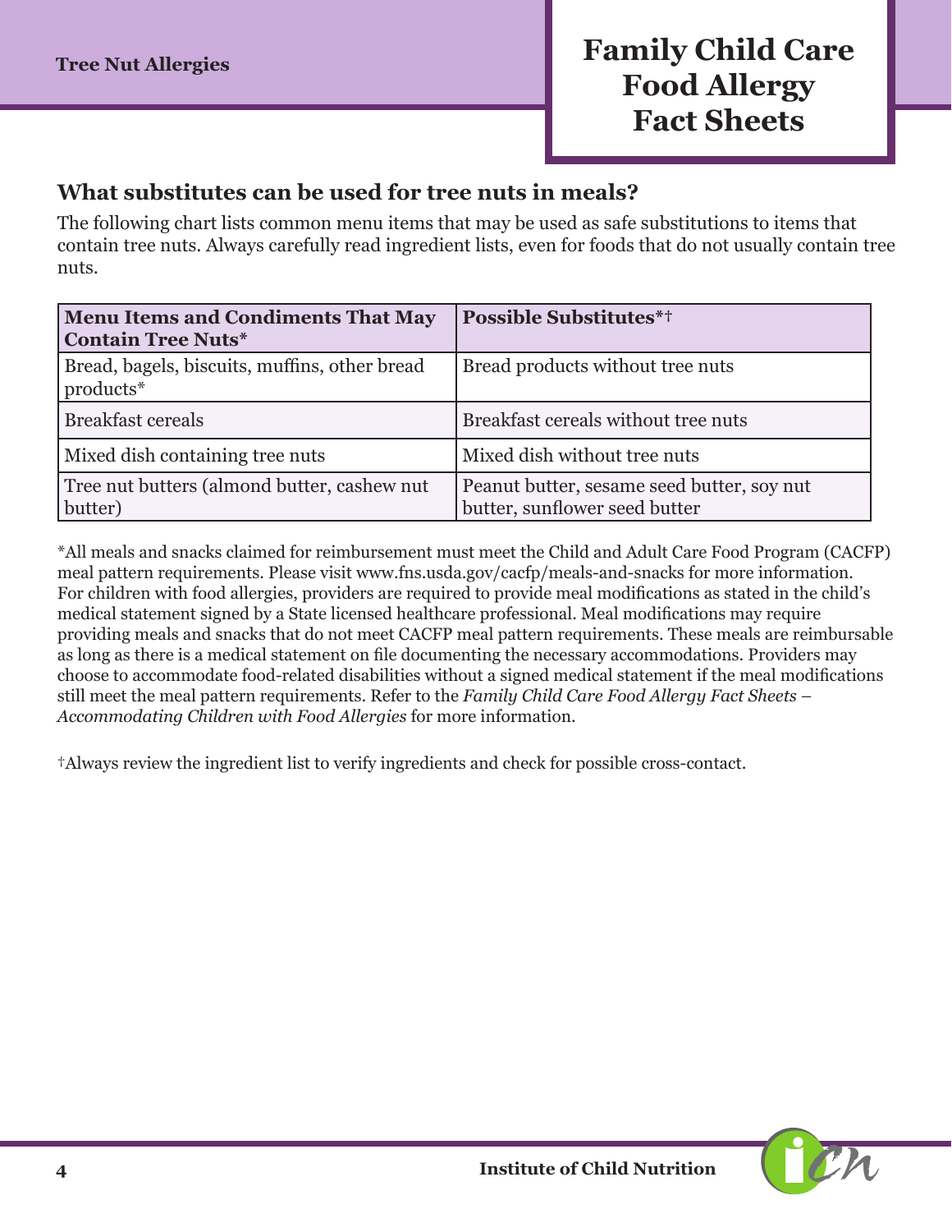## What substitutes can be used for tree nuts in meals?

The following chart lists common menu items that may be used as safe substitutions to items that contain tree nuts. Always carefully read ingredient lists, even for foods that do not usually contain tree nuts.

| Menu Items and Condiments That May Contain Tree Nuts* | Possible Substitutes*† |
|---|---|
| Bread, bagels, biscuits, muffins, other bread products* | Bread products without tree nuts |
| Breakfast cereals | Breakfast cereals without tree nuts |
| Mixed dish containing tree nuts | Mixed dish without tree nuts |
| Tree nut butters (almond butter, cashew nut butter) | Peanut butter, sesame seed butter, soy nut butter, sunflower seed butter |

*All meals and snacks claimed for reimbursement must meet the Child and Adult Care Food Program (CACFP) meal pattern requirements. Please visit www.fns.usda.gov/cacfp/meals-and-snacks for more information. For children with food allergies, providers are required to provide meal modifications as stated in the child's medical statement signed by a State licensed healthcare professional. Meal modifications may require providing meals and snacks that do not meet CACFP meal pattern requirements. These meals are reimbursable as long as there is a medical statement on file documenting the necessary accommodations. Providers may choose to accommodate food-related disabilities without a signed medical statement if the meal modifications still meet the meal pattern requirements. Refer to the *Family Child Care Food Allergy Fact Sheets – Accommodating Children with Food Allergies* for more information.

†Always review the ingredient list to verify ingredients and check for possible cross-contact.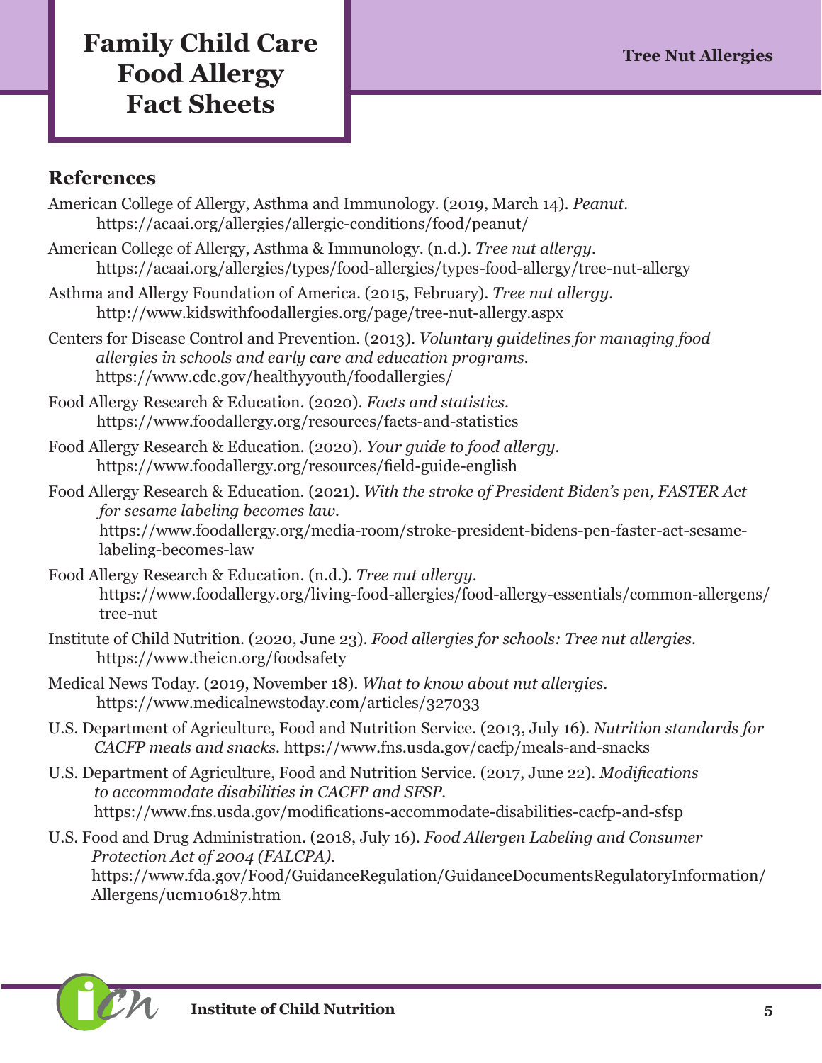## References

American College of Allergy, Asthma and Immunology. (2019, March 14). *Peanut*. https://acaai.org/allergies/allergic-conditions/food/peanut/

American College of Allergy, Asthma & Immunology. (n.d.). *Tree nut allergy*. https://acaai.org/allergies/types/food-allergies/types-food-allergy/tree-nut-allergy

Asthma and Allergy Foundation of America. (2015, February). *Tree nut allergy*. http://www.kidswithfoodallergies.org/page/tree-nut-allergy.aspx

Centers for Disease Control and Prevention. (2013). *Voluntary guidelines for managing food allergies in schools and early care and education programs*. https://www.cdc.gov/healthyyouth/foodallergies/

Food Allergy Research & Education. (2020). *Facts and statistics*. https://www.foodallergy.org/resources/facts-and-statistics

Food Allergy Research & Education. (2020). *Your guide to food allergy*. https://www.foodallergy.org/resources/field-guide-english

Food Allergy Research & Education. (2021). *With the stroke of President Biden's pen, FASTER Act for sesame labeling becomes law*. https://www.foodallergy.org/media-room/stroke-president-bidens-pen-faster-act-sesame-labeling-becomes-law

Food Allergy Research & Education. (n.d.). *Tree nut allergy*. https://www.foodallergy.org/living-food-allergies/food-allergy-essentials/common-allergens/tree-nut

Institute of Child Nutrition. (2020, June 23). *Food allergies for schools: Tree nut allergies*. https://www.theicn.org/foodsafety

Medical News Today. (2019, November 18). *What to know about nut allergies*. https://www.medicalnewstoday.com/articles/327033

U.S. Department of Agriculture, Food and Nutrition Service. (2013, July 16). *Nutrition standards for CACFP meals and snacks*. https://www.fns.usda.gov/cacfp/meals-and-snacks

U.S. Department of Agriculture, Food and Nutrition Service. (2017, June 22). *Modifications to accommodate disabilities in CACFP and SFSP*. https://www.fns.usda.gov/modifications-accommodate-disabilities-cacfp-and-sfsp

U.S. Food and Drug Administration. (2018, July 16). *Food Allergen Labeling and Consumer Protection Act of 2004 (FALCPA)*. https://www.fda.gov/Food/GuidanceRegulation/GuidanceDocumentsRegulatoryInformation/Allergens/ucm106187.htm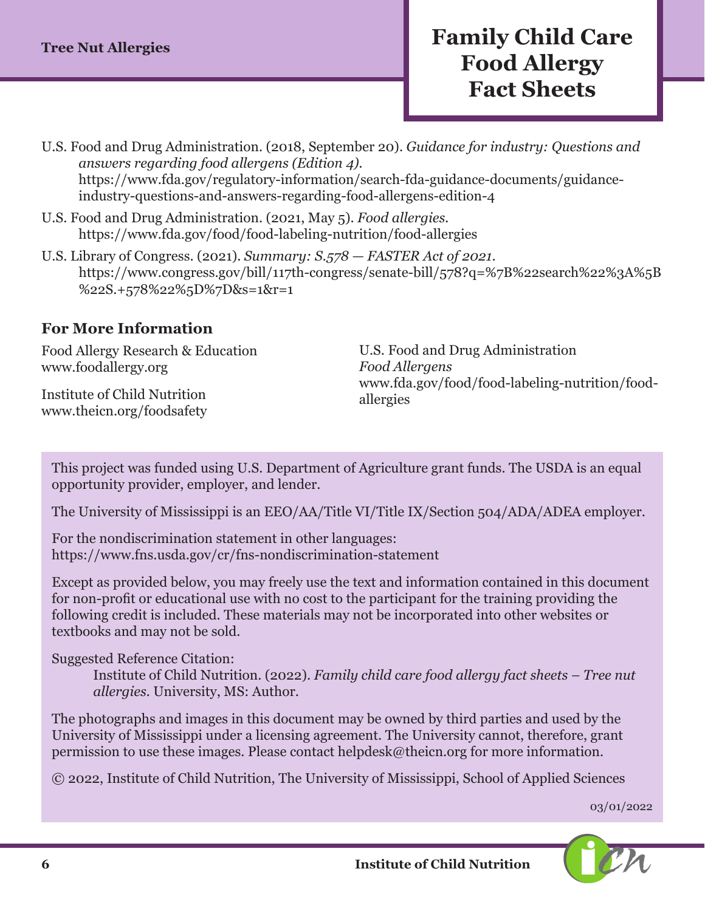U.S. Food and Drug Administration. (2018, September 20). *Guidance for industry: Questions and answers regarding food allergens (Edition 4).* https://www.fda.gov/regulatory-information/search-fda-guidance-documents/guidance-industry-questions-and-answers-regarding-food-allergens-edition-4

U.S. Food and Drug Administration. (2021, May 5). *Food allergies.* https://www.fda.gov/food/food-labeling-nutrition/food-allergies

U.S. Library of Congress. (2021). *Summary: S.578 — FASTER Act of 2021.* https://www.congress.gov/bill/117th-congress/senate-bill/578?q=%7B%22search%22%3A%5B%22S.+578%22%5D%7D&s=1&r=1

## For More Information

Food Allergy Research & Education
www.foodallergy.org

Institute of Child Nutrition
www.theicn.org/foodsafety

U.S. Food and Drug Administration
*Food Allergens*
www.fda.gov/food/food-labeling-nutrition/food-allergies

This project was funded using U.S. Department of Agriculture grant funds. The USDA is an equal opportunity provider, employer, and lender.

The University of Mississippi is an EEO/AA/Title VI/Title IX/Section 504/ADA/ADEA employer.

For the nondiscrimination statement in other languages: https://www.fns.usda.gov/cr/fns-nondiscrimination-statement

Except as provided below, you may freely use the text and information contained in this document for non-profit or educational use with no cost to the participant for the training providing the following credit is included. These materials may not be incorporated into other websites or textbooks and may not be sold.

Suggested Reference Citation:

Institute of Child Nutrition. (2022). *Family child care food allergy fact sheets – Tree nut allergies.* University, MS: Author.

The photographs and images in this document may be owned by third parties and used by the University of Mississippi under a licensing agreement. The University cannot, therefore, grant permission to use these images. Please contact helpdesk@theicn.org for more information.

© 2022, Institute of Child Nutrition, The University of Mississippi, School of Applied Sciences

03/01/2022